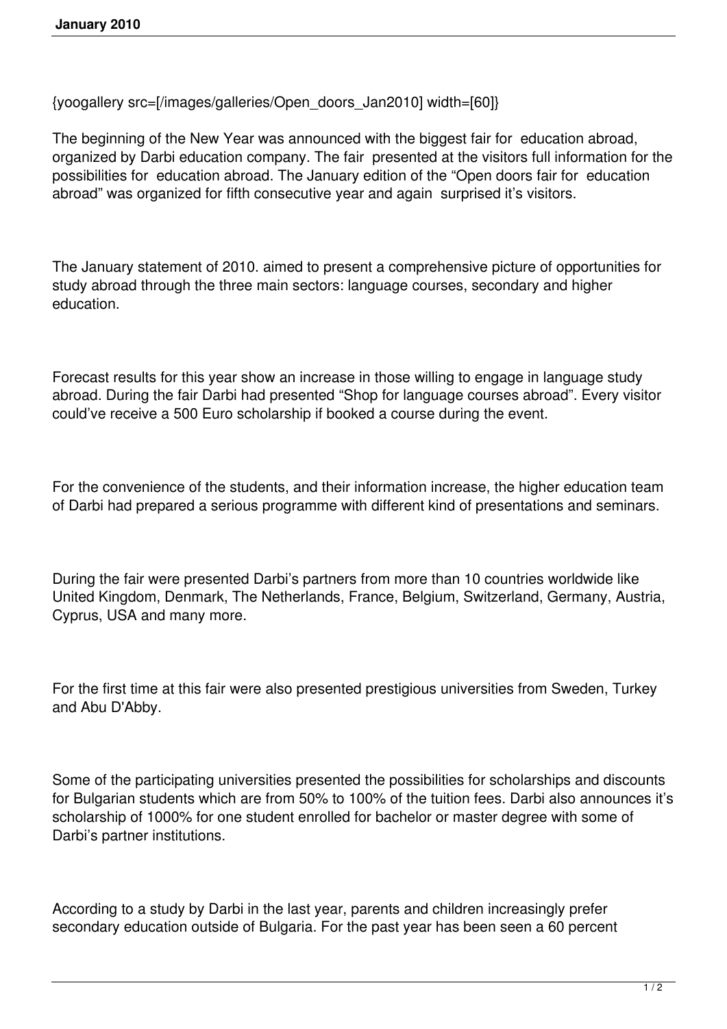{yoogallery src=[/images/galleries/Open_doors_Jan2010] width=[60]}

The beginning of the New Year was announced with the biggest fair for education abroad, organized by Darbi education company. The fair presented at the visitors full information for the possibilities for education abroad. The January edition of the “Open doors fair for education abroad” was organized for fifth consecutive year and again surprised it’s visitors.

The January statement of 2010. aimed to present a comprehensive picture of opportunities for study abroad through the three main sectors: language courses, secondary and higher education.

Forecast results for this year show an increase in those willing to engage in language study abroad. During the fair Darbi had presented “Shop for language courses abroad”. Every visitor could’ve receive a 500 Euro scholarship if booked a course during the event.

For the convenience of the students, and their information increase, the higher education team of Darbi had prepared a serious programme with different kind of presentations and seminars.

During the fair were presented Darbi’s partners from more than 10 countries worldwide like United Kingdom, Denmark, The Netherlands, France, Belgium, Switzerland, Germany, Austria, Cyprus, USA and many more.

For the first time at this fair were also presented prestigious universities from Sweden, Turkey and Abu D'Abby.

Some of the participating universities presented the possibilities for scholarships and discounts for Bulgarian students which are from 50% to 100% of the tuition fees. Darbi also announces it’s scholarship of 1000% for one student enrolled for bachelor or master degree with some of Darbi’s partner institutions.

According to a study by Darbi in the last year, parents and children increasingly prefer secondary education outside of Bulgaria. For the past year has been seen a 60 percent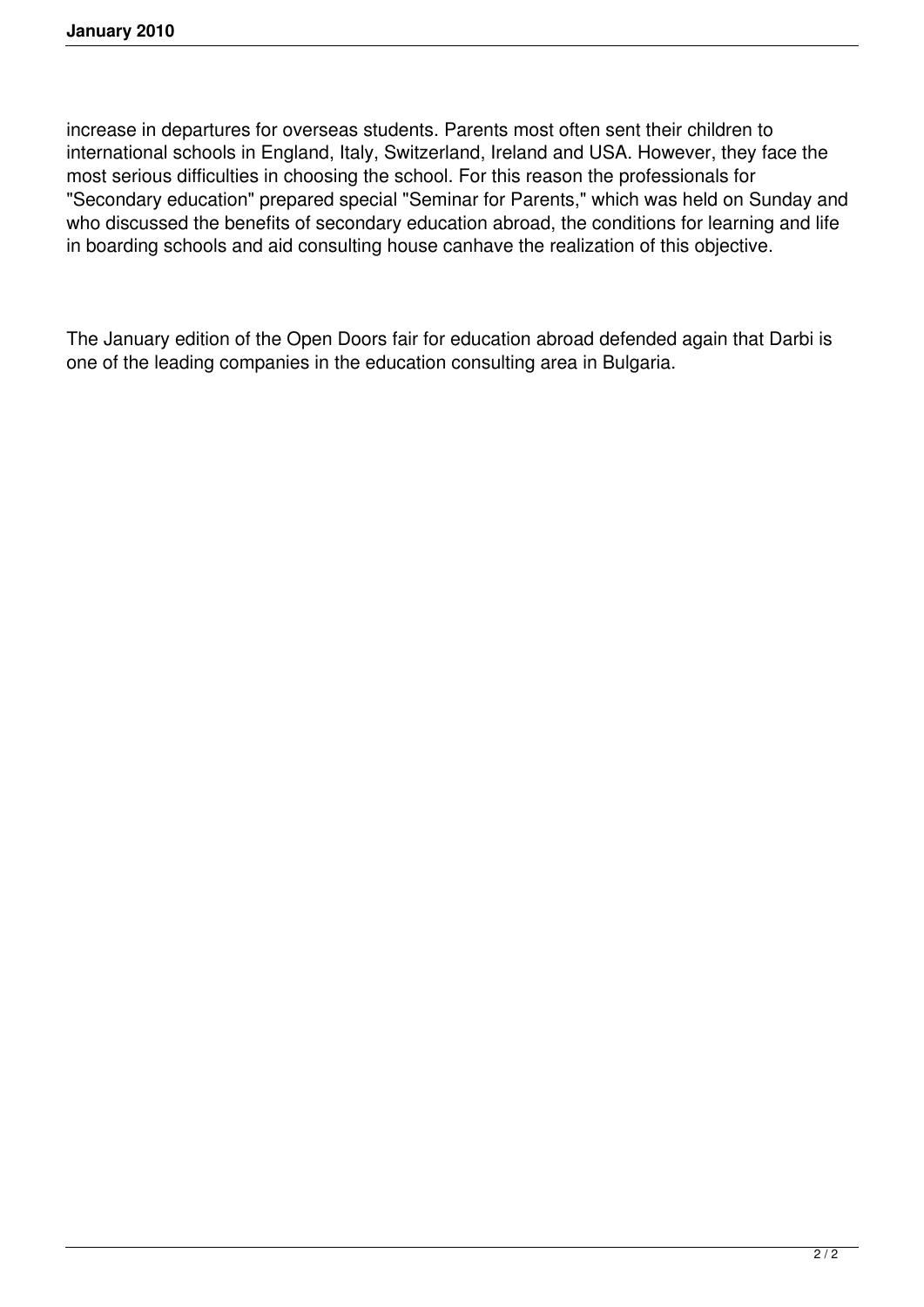increase in departures for overseas students. Parents most often sent their children to international schools in England, Italy, Switzerland, Ireland and USA. However, they face the most serious difficulties in choosing the school. For this reason the professionals for "Secondary education" prepared special "Seminar for Parents," which was held on Sunday and who discussed the benefits of secondary education abroad, the conditions for learning and life in boarding schools and aid consulting house canhave the realization of this objective.

The January edition of the Open Doors fair for education abroad defended again that Darbi is one of the leading companies in the education consulting area in Bulgaria.